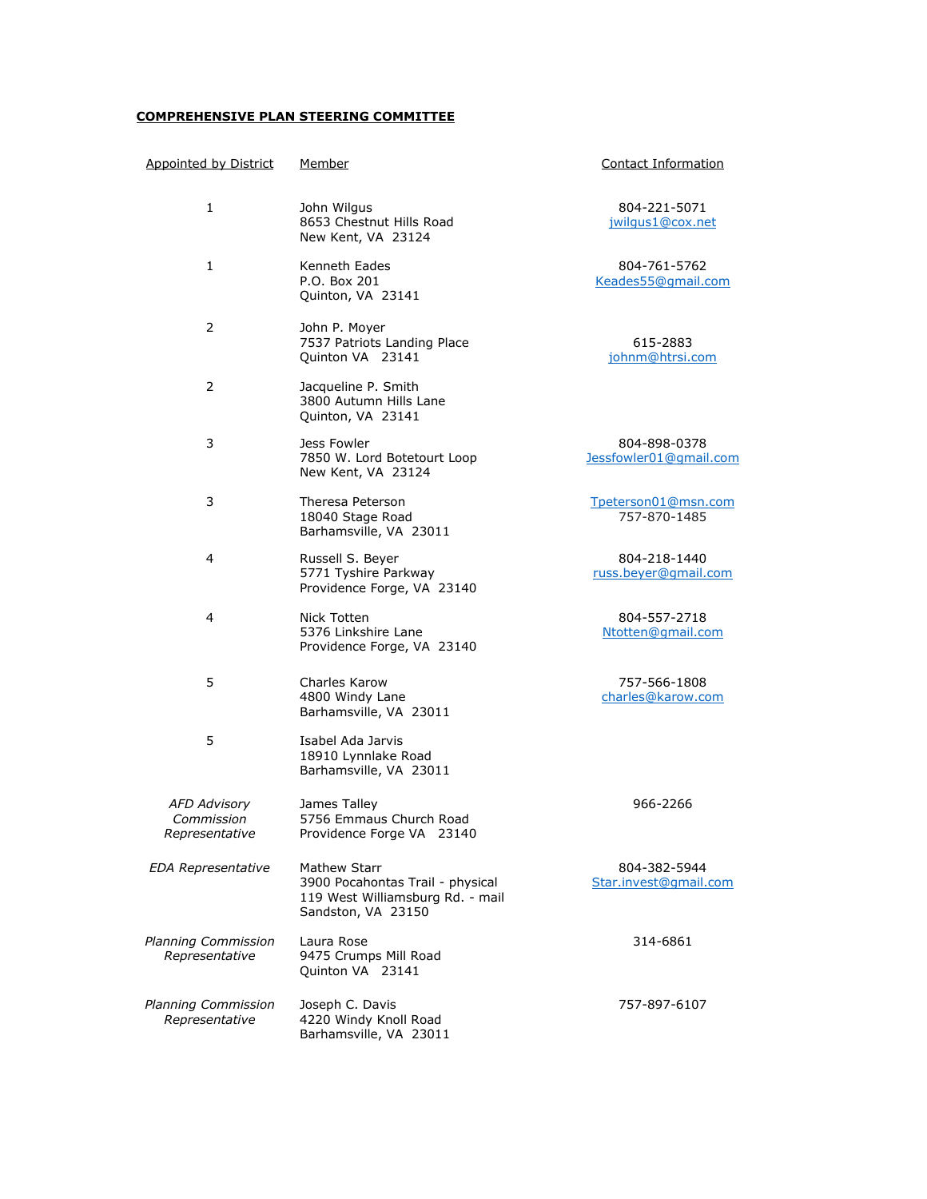**COMPREHENSIVE PLAN STEERING COMMITTEE**

| Appointed by District | Member | Contact Information |
|---|---|---|
| 1 | John Wilgus<br>8653 Chestnut Hills Road<br>New Kent, VA 23124 | 804-221-5071<br>jwilgus1@cox.net |
| 1 | Kenneth Eades<br>P.O. Box 201<br>Quinton, VA 23141 | 804-761-5762<br>Keades55@gmail.com |
| 2 | John P. Moyer<br>7537 Patriots Landing Place<br>Quinton VA 23141 | 615-2883<br>johnm@htrsi.com |
| 2 | Jacqueline P. Smith<br>3800 Autumn Hills Lane<br>Quinton, VA 23141 | |
| 3 | Jess Fowler<br>7850 W. Lord Botetourt Loop<br>New Kent, VA 23124 | 804-898-0378<br>Jessfowler01@gmail.com |
| 3 | Theresa Peterson<br>18040 Stage Road<br>Barhamsville, VA 23011 | Tpeterson01@msn.com<br>757-870-1485 |
| 4 | Russell S. Beyer<br>5771 Tyshire Parkway<br>Providence Forge, VA 23140 | 804-218-1440<br>russ.beyer@gmail.com |
| 4 | Nick Totten<br>5376 Linkshire Lane<br>Providence Forge, VA 23140 | 804-557-2718<br>Ntotten@gmail.com |
| 5 | Charles Karow<br>4800 Windy Lane<br>Barhamsville, VA 23011 | 757-566-1808<br>charles@karow.com |
| 5 | Isabel Ada Jarvis<br>18910 Lynnlake Road<br>Barhamsville, VA 23011 | |
| *AFD Advisory Commission Representative* | James Talley<br>5756 Emmaus Church Road<br>Providence Forge VA 23140 | 966-2266 |
| *EDA Representative* | Mathew Starr<br>3900 Pocahontas Trail - physical<br>119 West Williamsburg Rd. - mail<br>Sandston, VA 23150 | 804-382-5944<br>Star.invest@gmail.com |
| *Planning Commission Representative* | Laura Rose<br>9475 Crumps Mill Road<br>Quinton VA 23141 | 314-6861 |
| *Planning Commission Representative* | Joseph C. Davis<br>4220 Windy Knoll Road<br>Barhamsville, VA 23011 | 757-897-6107 |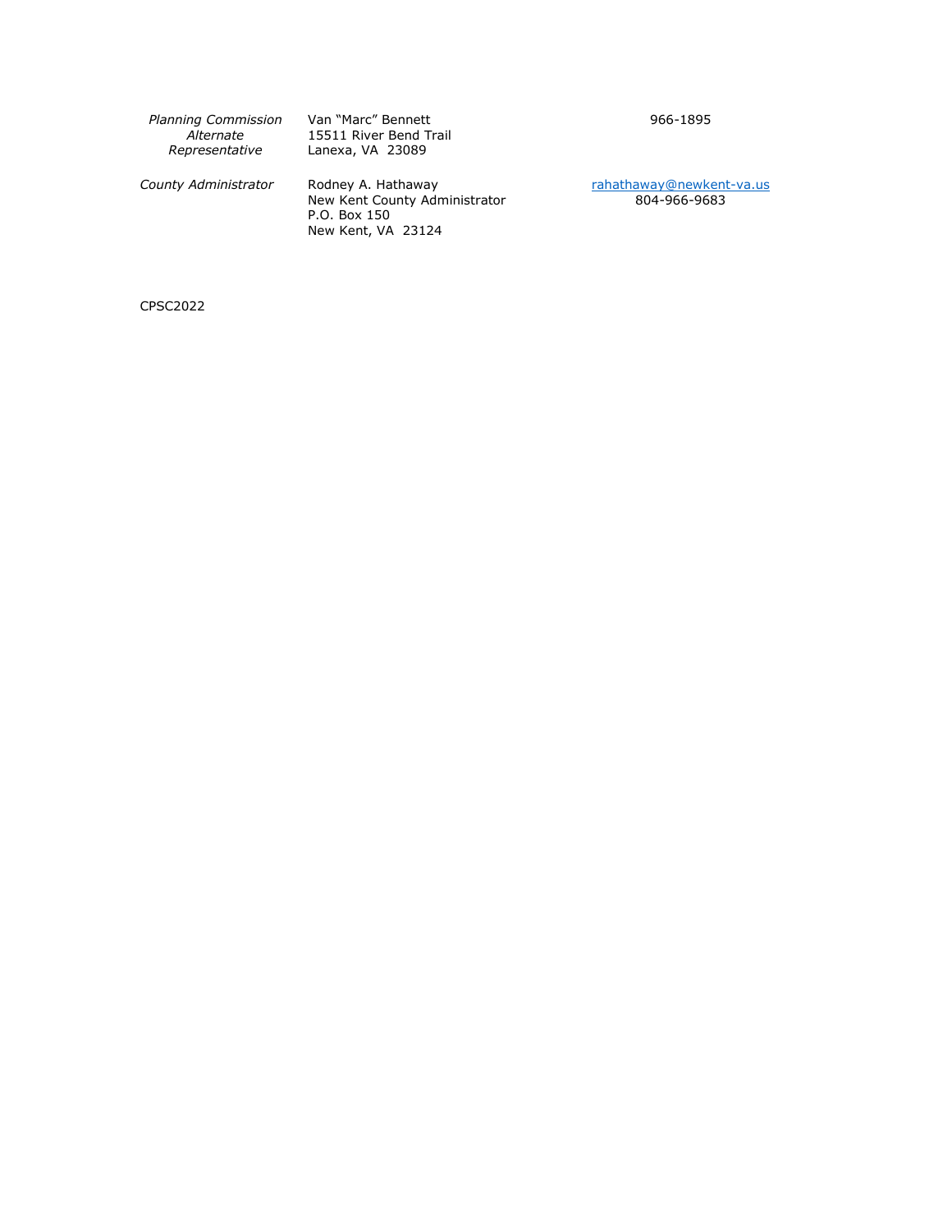| | | |
|---|---|---|
| *Planning Commission Alternate Representative* | Van "Marc" Bennett<br>15511 River Bend Trail<br>Lanexa, VA 23089 | 966-1895 |
| *County Administrator* | Rodney A. Hathaway<br>New Kent County Administrator<br>P.O. Box 150<br>New Kent, VA 23124 | rahathaway@newkent-va.us<br>804-966-9683 |

CPSC2022